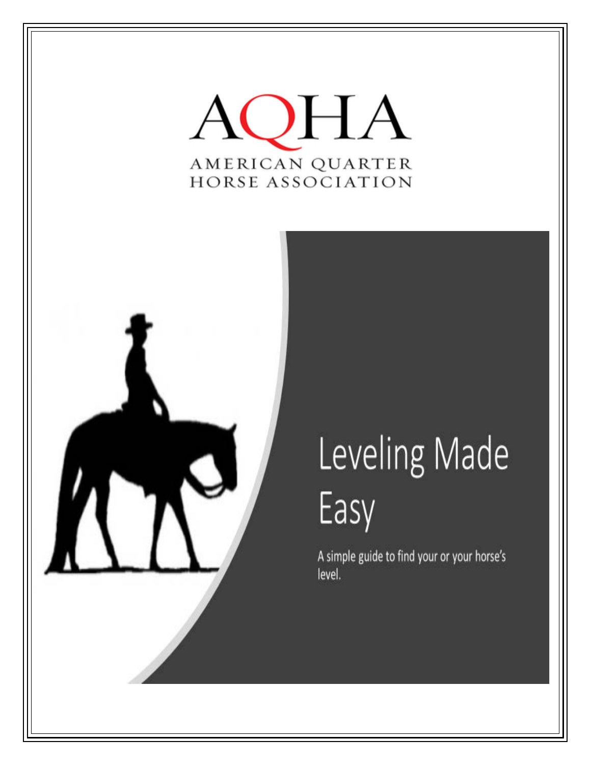# AQHA

AMERICAN QUARTER HORSE ASSOCIATION

# Leveling Made Easy

A simple guide to find your or your horse's level.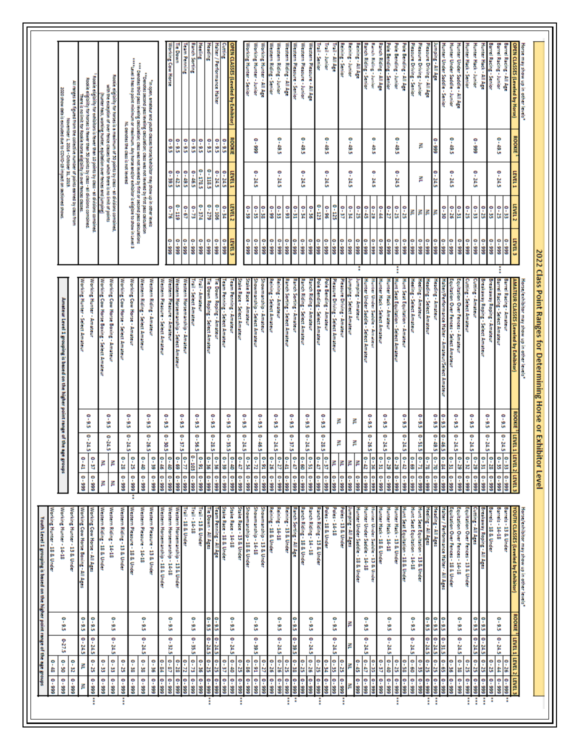# 2022 Class Point Ranges for Determining Horse or Exhibitor Level

Horse may show up in other levels*

| OPEN CLASSES (Leveled by Horse) | ROOKIE¹ | LEVEL 1 | LEVEL 2 | LEVEL 3 |
|---|---|---|---|---|
| Barrel Racing - All Age | | | 0 - 33 | 0 - 999 |
| Barrel Racing - Junior | 0 - 49.5 | 0 - 24.5 | 0 - 25 | 0 - 999 *** |
| Barrel Racing - Senior | | | 0 - 35 | 0 - 999 |
| Hunter Hack - All Age | | | 0 - 25 | 0 - 999 |
| Hunter Hack - Junior | 0 - 999 | 0 - 24.5 | 0 - 33 | 0 - 999 |
| Hunter Hack - Senior | | | 0 - 25 | 0 - 999 |
| Hunter Under Saddle - All Age | | | 0 - 31 | 0 - 999 |
| Hunter Under Saddle - Junior | 0 - 49.5 | 0 - 24.5 | 0 - 26 | 0 - 999 |
| Hunter Under Saddle - Senior | | | 0 - 30 | 0 - 999 |
| Jumping - All Age | 0 - 999 | 0 - 24.5 | NL | 0 - 999 |
| Pleasure Driving - All Age | | | NL | 0 - 999 |
| Pleasure Driving - Junior | NL | NL | NL | 0 - 999 |
| Pleasure Driving - Senior | | | NL | 0 - 999 |
| Pole Bending - All Age | | | 0 - 25 | 0 - 999 |
| Pole Bending - Junior | 0 - 49.5 | 0 - 24.5 | 0 - 25 | 0 - 999 |
| Pole Bending - Senior | | | 0 - 27 | 0 - 999 |
| Ranch Riding - All Age | | | 0 - 44 | 0 - 999 |
| Ranch Riding - Junior | 0 - 49.5 | 0 - 24.5 | 0 - 29 | 0 - 999 |
| Ranch Riding - Senior | | | 0 - 45 | 0 - 999 |
| Reining - All Age | | | 0 - 25 | 0 - 999 * |
| Reining - Junior | 0 - 49.5 | 0 - 24.5 | 0 - 34 | 0 - 999 |
| Reining - Senior | | | 0 - 37 | 0 - 999 |
| Trail - All Age | | | 0 - 125 | 0 - 999 |
| Trail - Junior | 0 - 49.5 | 0 - 24.5 | 0 - 96 | 0 - 999 |
| Trail - Senior | | | 0 - 123 | 0 - 999 |
| Western Pleasure - All Age | | | 0 - 36 | 0 - 999 |
| Western Pleasure - Junior | 0 - 49.5 | 0 - 24.5 | 0 - 34 | 0 - 999 |
| Western Pleasure - Senior | | | 0 - 31 | 0 - 999 |
| Western Riding - All Age | | | 0 - 93 | 0 - 999 |
| Western Riding - Junior | 0 - 49.5 | 0 - 24.5 | 0 - 33 | 0 - 999 |
| Western Riding - Senior | | | 0 - 99 | 0 - 999 |
| Working Hunter - All Age | | | 0 - 38 | 0 - 999 |
| Working Hunter - Junior | 0 - 999 | 0 - 24.5 | 0 - 35 | 0 - 999 |
| Working Hunter - Senior | | | 0 - 39 | 0 - 999 |

| OPEN CLASSES (Leveled by Exhibitor) | ROOKIE | LEVEL 1 | LEVEL 2 | LEVEL 3 |
|---|---|---|---|---|
| Cutting | 0 - 9.5 | 0 - 24.5 | 0 - 34 | 0 - 999 |
| Halter / Performance Halter | 0 - 9.5 | 0 - 24.5 | 0 - 106 | 0 - 999 |
| Heading | 0 - 9.5 | 0 - 118.5 | 0 - 279 | 0 - 999 |
| Heeling | 0 - 9.5 | 0 - 178.5 | 0 - 374 | 0 - 999 |
| Ranch Sorting | 0 - 9.5 | 0 - 46.5 | 0 - 73 | 0 - 999 |
| Team Penning | 0 - 9.5 | 0 - 49.5 | 0 - 67 | 0 - 999 |
| Tie Down | 0 - 9.5 | 0 - 42.5 | 0 - 119 | 0 - 999 |
| Working Cow Horse | 0 - 9.5 | 0 - 39.5 | 0 - 76 | 0 - 999 |

*In open, amateur and youth classes horse/exhibitor may show up in other levels
**Denotes second pass leveling calculation; class was not leveled by first pass calculation
***Denotes third pass leveling calculation; class was not leveled by first or second pass calculations
****Level 3 has no point minimum or maximum. Any horse and/or exhibitor is eligible to show in Level 3
NL denotes the class is not leveled

Rookie eligibility for horses is a maximum of 50 points by class - all divisions combined, with the exception of over fence classes for which there is no limit of points (hunter hack, working hunter, equitation over fences and jumping)
¹ Rookie eligibility for exhibitors is fewer than 10 points by class - all divisions combined.
Rookie eligibility for horses is fewer than 50 points by class - all divisions combined.
There is no limit for Rookie horse eligibility in over fence classes.
All ranges are figured from the collective number of points earned by class from November 1, 2016 - October 31, 2019.
2020 show data is excluded due to COVID-19 impact on sanctioned shows.

Horse/exhibitor may show up in other levels*

| AMATEUR CLASSES (Leveled by Exhibitor) | ROOKIE¹ | LEVEL 1 | LEVEL 2 | LEVEL 3 |
|---|---|---|---|---|
| Barrel Racing - Amateur | 0 - 9.5 | 0 - 24.5 | 0 - 33 | 0 - 999 |
| Barrel Racing - Select Amateur | | | 0 - 35 | 0 - 999 |
| Breakaway Roping - Amateur | 0 - 9.5 | 0 - 24.5 | 0 - 28 | 0 - 999 |
| Breakaway Roping - Select Amateur | | | 0 - 31 | 0 - 999 |
| Cutting - Amateur | 0 - 9.5 | 0 - 24.5 | 0 - 29 | 0 - 999 |
| Cutting - Select Amateur | | | 0 - 32 | 0 - 999 |
| Equitation Over Fences - Amateur | 0 - 9.5 | 0 - 24.5 | 0 - 29 | 0 - 999 |
| Equitation Over Fences - Select Amateur | | | 0 - 31 | 0 - 999 |
| Halter/Performance Halter - Amateur/Select Amateur | 0 - 9.5 | 0 - 46.5 | 0 - 84 | 0 - 999 |
| Heading - Amateur | 0 - 9.5 | 0 - 49.5 | 0 - 70 | 0 - 999 |
| Heading - Select Amateur | | | 0 - 78 | 0 - 999 |
| Heeling - Amateur | 0 - 9.5 | 0 - 51.5 | 0 - 71 | 0 - 999 |
| Heeling - Select Amateur | | | 0 - 69 | 0 - 999 |
| Hunt Seat Equitation - Amateur | 0 - 9.5 | 0 - 24.5 | 0 - 42 | 0 - 999 |
| Hunt Seat Equitation - Select Amateur | | | 0 - 29 | 0 - 999 |
| Hunter Hack - Amateur | 0 - 9.5 | 0 - 24.5 | 0 - 29 | 0 - 999 |
| Hunter Hack - Select Amateur | | | 0 - 31 | 0 - 999 |
| Hunter Under Saddle - Amateur | 0 - 9.5 | 0 - 26.5 | 0 - 36 | 0 - 999 |
| Hunter Under Saddle - Select Amateur | | | 0 - 42 | 0 - 999 |
| Jumping - Amateur | NL | NL | NL | 0 - 999 |
| Jumping - Select Amateur | | | NL | 0 - 999 |
| Pleasure Driving - Amateur | NL | NL | NL | 0 - 999 |
| Pleasure Driving - Select Amateur | | | NL | 0 - 999 |
| Pole Bending - Amateur | 0 - 9.5 | 0 - 28.5 | 0 - 37 | 0 - 999 |
| Pole Bending - Select Amateur | | | 0 - 47 | 0 - 999 |
| Ranch Riding - Amateur | 0 - 9.5 | 0 - 24.5 | 0 - 51 | 0 - 999 |
| Ranch Riding - Select Amateur | | | 0 - 60 | 0 - 999 |
| Ranch Sorting - Amateur | 0 - 9.5 | 0 - 37.5 | 0 - 47 | 0 - 999 |
| Ranch Sorting - Select Amateur | | | 0 - 41 | 0 - 999 |
| Reining - Amateur | 0 - 9.5 | 0 - 24.5 | 0 - 27 | 0 - 999 |
| Reining - Select Amateur | | | 0 - 26 | 0 - 999 |
| Showmanship - Amateur | 0 - 9.5 | 0 - 46.5 | 0 - 91 | 0 - 999 |
| Showmanship - Select Amateur | | | 0 - 72 | 0 - 999 |
| Stake Race - Amateur | 0 - 9.5 | 0 - 24.5 | 0 - 34 | 0 - 999 |
| Stake Race - Select Amateur | | | 0 - 47 | 0 - 999 |
| Team Penning - Amateur | 0 - 9.5 | 0 - 35.5 | 0 - 40 | 0 - 999 |
| Team Penning - Select Amateur | | | 0 - 39 | 0 - 999 |
| Tie Down Roping - Amateur | 0 - 9.5 | 0 - 28.5 | 0 - 36 | 0 - 999 |
| Tie Down Roping - Select Amateur | | | 0 - 91 | 0 - 999 |
| Trail - Amateur | 0 - 9.5 | 0 - 56.5 | 0 - 103 | 0 - 999 |
| Trail - Select Amateur | | | 0 - 77 | 0 - 999 |
| Western Horsemanship - Amateur | 0 - 9.5 | 0 - 37.5 | 0 - 69 | 0 - 999 |
| Western Horsemanship - Select Amateur | | | 0 - 40 | 0 - 999 |
| Western Pleasure - Amateur | 0 - 9.5 | 0 - 30.5 | 0 - 46 | 0 - 999 |
| Western Pleasure - Select Amateur | | | 0 - 39 | 0 - 999 |
| Western Riding - Amateur | 0 - 9.5 | 0 - 26.5 | 0 - 40 | 0 - 999 |
| Western Riding - Select Amateur | | | 0 - 39 | 0 - 999 |
| Working Cow Horse - Amateur | 0 - 9.5 | 0 - 24.5 | 0 - 25 | 0 - 999 ** |
| Working Cow Horse - Select Amateur | | | 0 - 28 | 0 - 999 |
| Working Cow Horse Boxing - Amateur | 0 - 9.5 | 0 - 24.5 | NL | 0 - 999 |
| Working Cow Horse Boxing - Select Amateur | | | NL | 0 - 999 |
| Working Hunter - Amateur | 0 - 9.5 | 0 - 24.5 | 0 - 37 | 0 - 999 |
| Working Hunter - Select Amateur | | | 0 - 41 | 0 - 999 |

Amateur Level 1 grouping is based on the higher point range of the age groups

Horse/exhibitor may show up in other levels*

| YOUTH CLASSES (Leveled by Exhibitor) | ROOKIE¹ | LEVEL 1 | LEVEL 2 | LEVEL 3 |
|---|---|---|---|---|
| Barrels - 13 & Under | | | 0 - 26 | 0 - 999 ** |
| Barrels - 14-18 | 0 - 9.5 | 0 - 24.5 | 0 - 44 | 0 - 999 |
| Barrels - 18 & Under | | | 0 - 25 | 0 - 999 ** |
| Breakaway Roping - All Ages | 0 - 9.5 | 0 - 24.5 | 0 - 25 | 0 - 999 *** |
| Cutting - All Ages | 0 - 9.5 | 0 - 24.5 | 0 - 25 | 0 - 999 *** |
| Equitation Over Fences - 13 & Under | | | 0 - 25 | 0 - 999 *** |
| Equitation Over Fences - 14-18 | 0 - 9.5 | 0 - 24.5 | 0 - 38 | 0 - 999 |
| Equitation Over Fences - 18 & Under | | | 0 - 36 | 0 - 999 |
| Halter / Performance Halter - All Ages | 0 - 9.5 | 0 - 31.5 | 0 - 65 | 0 - 999 |
| Heading - All Ages | 0 - 9.5 | 0 - 24.5 | 0 - 25 | 0 - 999 *** |
| Heeling - All Ages | 0 - 9.5 | 0 - 24.5 | 0 - 25 | 0 - 999 *** |
| Hunt Seat Equitation - 13 & Under | | | 0 - 35 | 0 - 999 |
| Hunt Seat Equitation - 14-18 | 0 - 9.5 | 0 - 24.5 | 0 - 60 | 0 - 999 |
| Hunt Seat Equitation - 18 & Under | | | 0 - 58 | 0 - 999 |
| Hunter Hack - 13 & Under | | | 0 - 25 | 0 - 999 *** |
| Hunter Hack - 14-18 | 0 - 9.5 | 0 - 24.5 | 0 - 40 | 0 - 999 |
| Hunter Hack - 18 & Under | | | 0 - 29 | 0 - 999 |
| Hunter Under Saddle - 13 & Under | | | 0 - 35 | 0 - 999 |
| Hunter Under Saddle - 14-18 | 0 - 9.5 | 0 - 24.5 | 0 - 47 | 0 - 999 |
| Hunter Under Saddle - 18 & Under | | | 0 - 45 | 0 - 999 |
| Jumping - All Ages | NL | NL | NL | NL |
| Poles - 13 & Under | | | 0 - 25 | 0 - 999 *** |
| Poles - 14-18 | 0 - 9.5 | 0 - 24.5 | 0 - 35 | 0 - 999 |
| Poles - 18 & Under | | | 0 - 34 | 0 - 999 |
| Ranch Riding - 13 & Under | | | 0 - 25 | 0 - 999 *** |
| Ranch Riding - 14-18 | 0 - 9.5 | 0 - 24.5 | 0 - 26 | 0 - 999 |
| Ranch Riding - 18 & Under | | | 0 - 25 | 0 - 999 |
| Ranch Sorting - All Ages | 0 - 9.5 | 0 - 39.5 | 0 - 38 | 0 - 999 ** |
| Reining - 13 & Under | | | 0 - 25 | 0 - 999 *** |
| Reining - 14-18 | 0 - 9.5 | 0 - 24.5 | 0 - 26 | 0 - 999 |
| Reining - 18 & Under | | | 0 - 26 | 0 - 999 |
| Showmanship - 13 & Under | | | 0 - 27 | 0 - 999 |
| Showmanship - 14-18 | 0 - 9.5 | 0 - 39.5 | 0 - 91 | 0 - 999 |
| Showmanship - 18 & Under | | | 0 - 86 | 0 - 999 |
| Stake Race - 13 & Under | | | 0 - 25 | 0 - 999 *** |
| Stake Race - 14-18 | 0 - 9.5 | 0 - 24.5 | 0 - 40 | 0 - 999 |
| Stake Race - 18 & Under | | | 0 - 37 | 0 - 999 |
| Team Penning - All Age | 0 - 9.5 | 0 - 24.5 | 0 - 25 | 0 - 999 *** |
| Tie Down - All Ages | 0 - 9.5 | 0 - 24.5 | 0 - 25 | 0 - 999 *** |
| Trail - 13 & Under | | | 0 - 36 | 0 - 999 |
| Trail - 14-18 | 0 - 9.5 | 0 - 35.5 | 0 - 73 | 0 - 999 |
| Trail - 18 & Under | | | 0 - 72 | 0 - 999 |
| Western Horsemanship - 13 & Under | | | 0 - 28 | 0 - 999 |
| Western Horsemanship - 14-18 | 0 - 9.5 | 0 - 32.5 | 0 - 87 | 0 - 999 |
| Western Horsemanship - 18 & Under | | | 0 - 84 | 0 - 999 |
| Western Pleasure - 13 & Under | | | 0 - 36 | 0 - 999 |
| Western Pleasure - 14-18 | 0 - 9.5 | 0 - 24.5 | 0 - 38 | 0 - 999 |
| Western Pleasure - 18 & Under | | | 0 - 38 | 0 - 999 |
| Western Riding - 13 & Under | | | 0 - 25 | 0 - 999 *** |
| Western Riding - 14-18 | 0 - 9.5 | 0 - 24.5 | 0 - 33 | 0 - 999 |
| Western Riding - 18 & Under | | | 0 - 33 | 0 - 999 |
| Working Cow Horse - All Ages | 0 - 9.5 | 0 - 24.5 | 0 - 25 | 0 - 999 *** |
| Working Cow Horse Boxing - All Ages | 0 - 9.5 | 0 - 24.5 | NL | NL |
| Working Hunter - 13 & Under | | | 0 - 32 | 0 - 999 |
| Working Hunter - 14-18 | 0 - 9.5 | 0 - 27.5 | 0 - 50 | 0 - 999 |
| Working Hunter - 18 & Under | | | 0 - 48 | 0 - 999 |

Youth Level 1 grouping is based on the higher point range of the age groups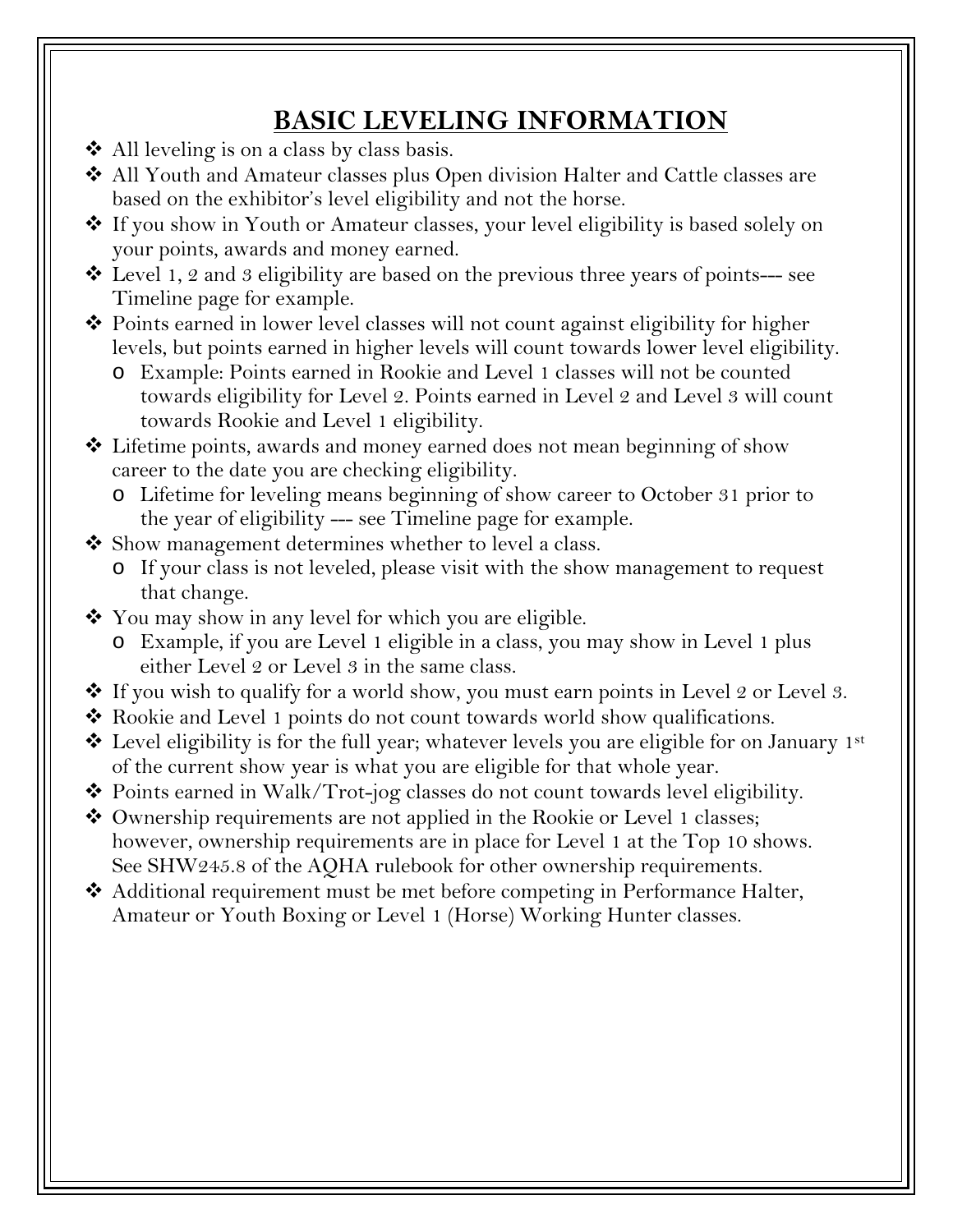# BASIC LEVELING INFORMATION

- All leveling is on a class by class basis.
- All Youth and Amateur classes plus Open division Halter and Cattle classes are based on the exhibitor's level eligibility and not the horse.
- If you show in Youth or Amateur classes, your level eligibility is based solely on your points, awards and money earned.
- Level 1, 2 and 3 eligibility are based on the previous three years of points--- see Timeline page for example.
- Points earned in lower level classes will not count against eligibility for higher levels, but points earned in higher levels will count towards lower level eligibility.
  - Example: Points earned in Rookie and Level 1 classes will not be counted towards eligibility for Level 2. Points earned in Level 2 and Level 3 will count towards Rookie and Level 1 eligibility.
- Lifetime points, awards and money earned does not mean beginning of show career to the date you are checking eligibility.
  - Lifetime for leveling means beginning of show career to October 31 prior to the year of eligibility --- see Timeline page for example.
- Show management determines whether to level a class.
  - If your class is not leveled, please visit with the show management to request that change.
- You may show in any level for which you are eligible.
  - Example, if you are Level 1 eligible in a class, you may show in Level 1 plus either Level 2 or Level 3 in the same class.
- If you wish to qualify for a world show, you must earn points in Level 2 or Level 3.
- Rookie and Level 1 points do not count towards world show qualifications.
- Level eligibility is for the full year; whatever levels you are eligible for on January 1st of the current show year is what you are eligible for that whole year.
- Points earned in Walk/Trot-jog classes do not count towards level eligibility.
- Ownership requirements are not applied in the Rookie or Level 1 classes; however, ownership requirements are in place for Level 1 at the Top 10 shows. See SHW245.8 of the AQHA rulebook for other ownership requirements.
- Additional requirement must be met before competing in Performance Halter, Amateur or Youth Boxing or Level 1 (Horse) Working Hunter classes.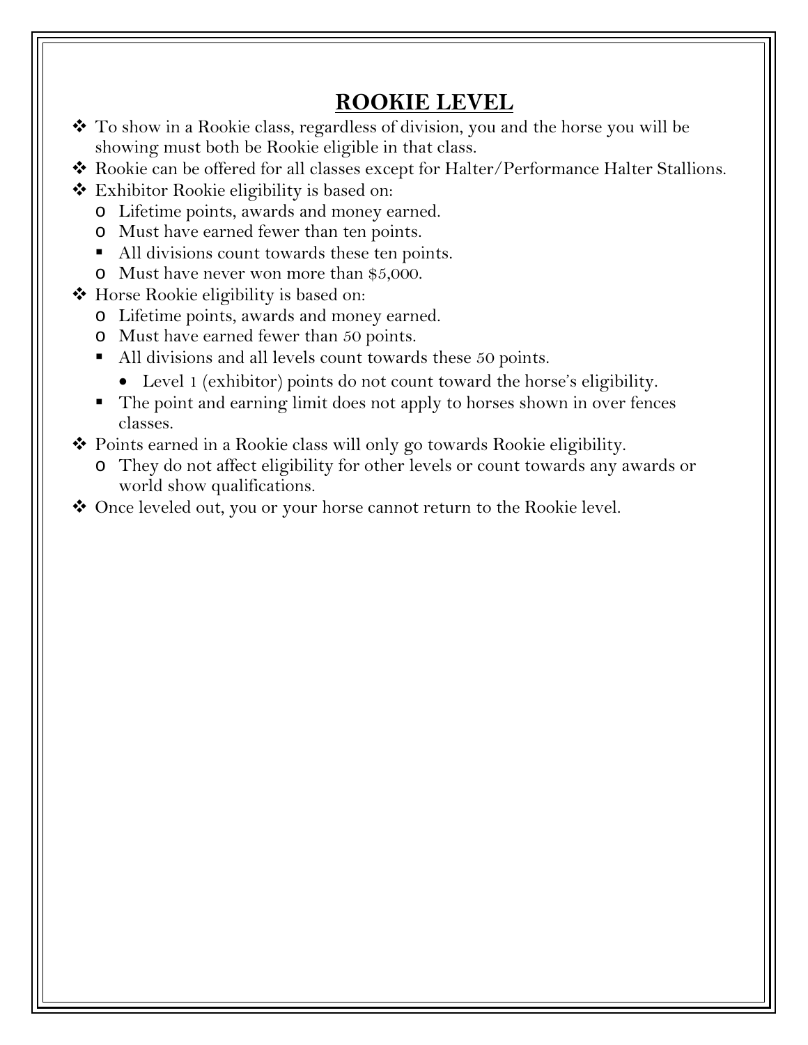## ROOKIE LEVEL

- To show in a Rookie class, regardless of division, you and the horse you will be showing must both be Rookie eligible in that class.
- Rookie can be offered for all classes except for Halter/Performance Halter Stallions.
- Exhibitor Rookie eligibility is based on:
  - Lifetime points, awards and money earned.
  - Must have earned fewer than ten points.
    - All divisions count towards these ten points.
  - Must have never won more than $5,000.
- Horse Rookie eligibility is based on:
  - Lifetime points, awards and money earned.
  - Must have earned fewer than 50 points.
    - All divisions and all levels count towards these 50 points.
      - Level 1 (exhibitor) points do not count toward the horse's eligibility.
    - The point and earning limit does not apply to horses shown in over fences classes.
- Points earned in a Rookie class will only go towards Rookie eligibility.
  - They do not affect eligibility for other levels or count towards any awards or world show qualifications.
- Once leveled out, you or your horse cannot return to the Rookie level.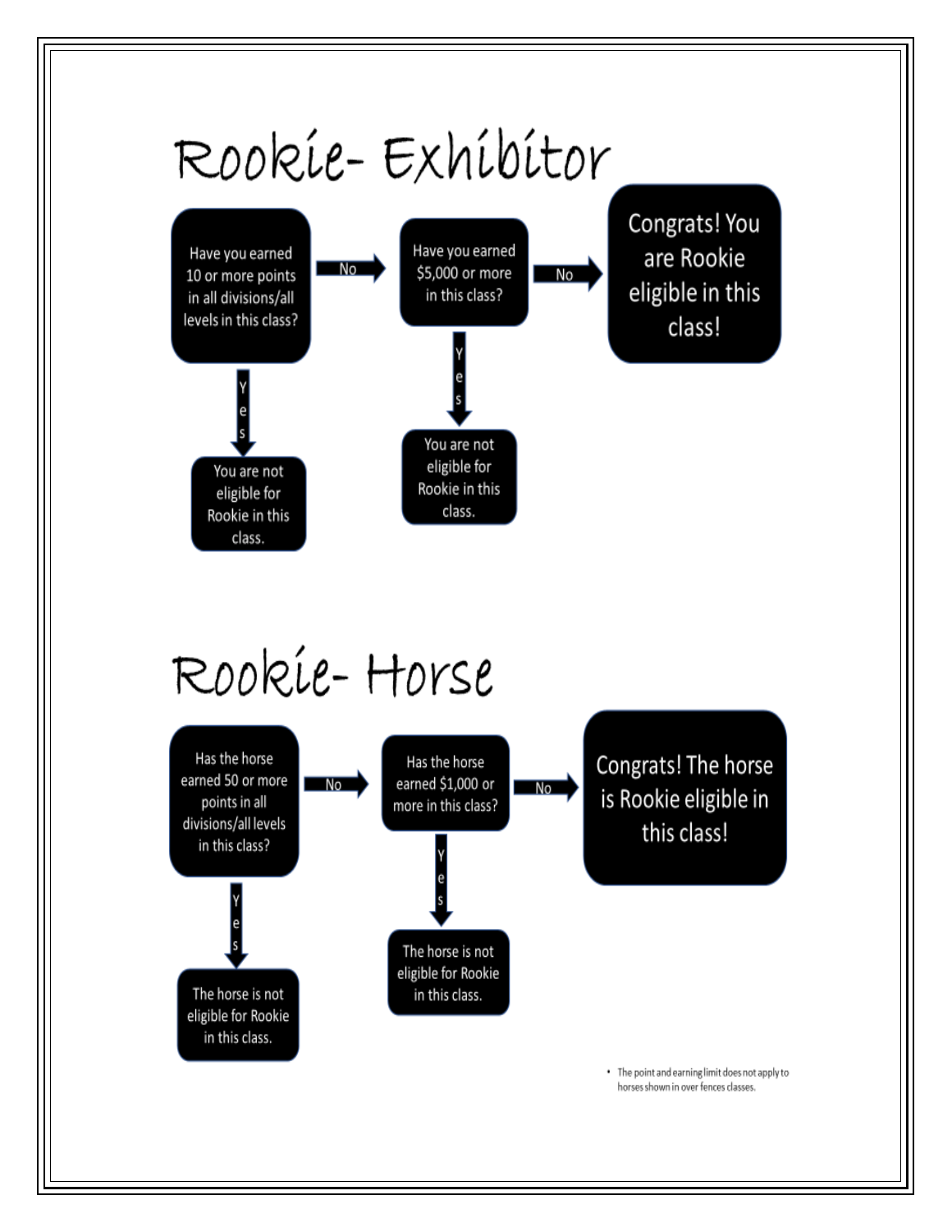# Rookie- Exhibitor

Have you earned 10 or more points in all divisions/all levels in this class?

- **No** → Have you earned $5,000 or more in this class?
  - **No** → Congrats! You are Rookie eligible in this class!
  - **Yes** → You are not eligible for Rookie in this class.
- **Yes** → You are not eligible for Rookie in this class.

# Rookie- Horse

Has the horse earned 50 or more points in all divisions/all levels in this class?

- **No** → Has the horse earned $1,000 or more in this class?
  - **No** → Congrats! The horse is Rookie eligible in this class!
  - **Yes** → The horse is not eligible for Rookie in this class.
- **Yes** → The horse is not eligible for Rookie in this class.

- The point and earning limit does not apply to horses shown in over fences classes.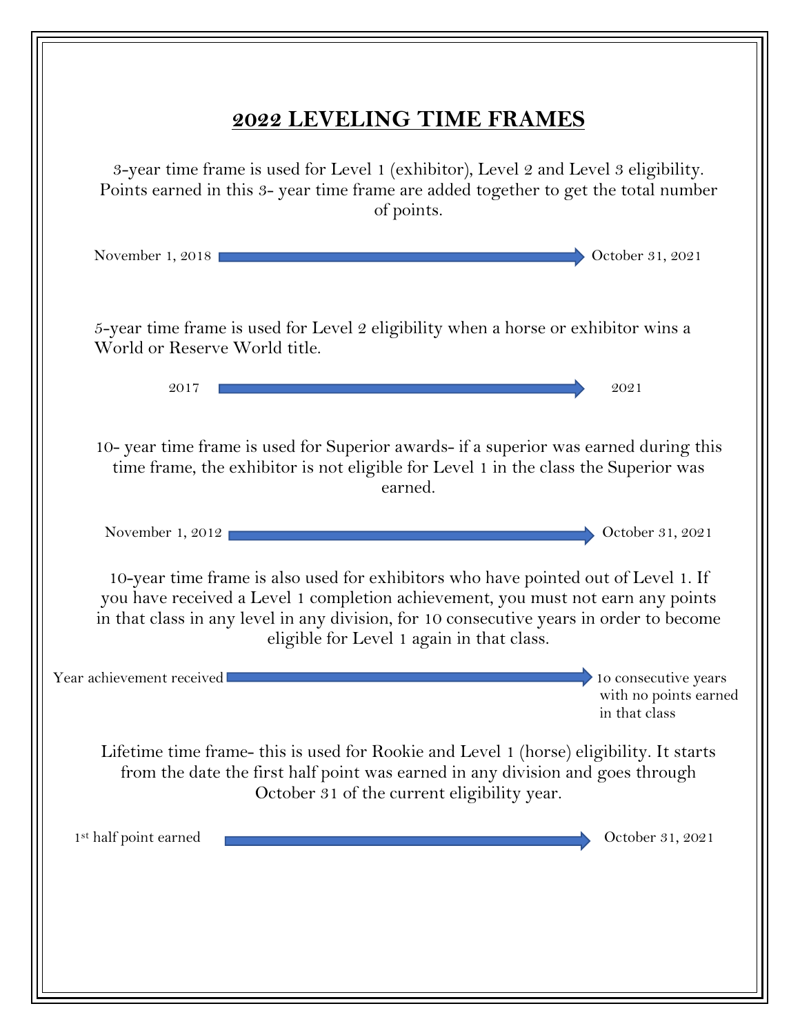## 2022 LEVELING TIME FRAMES

3-year time frame is used for Level 1 (exhibitor), Level 2 and Level 3 eligibility. Points earned in this 3- year time frame are added together to get the total number of points.

November 1, 2018 → October 31, 2021

5-year time frame is used for Level 2 eligibility when a horse or exhibitor wins a World or Reserve World title.

2017 → 2021

10- year time frame is used for Superior awards- if a superior was earned during this time frame, the exhibitor is not eligible for Level 1 in the class the Superior was earned.

November 1, 2012 → October 31, 2021

10-year time frame is also used for exhibitors who have pointed out of Level 1. If you have received a Level 1 completion achievement, you must not earn any points in that class in any level in any division, for 10 consecutive years in order to become eligible for Level 1 again in that class.

Year achievement received → 10 consecutive years with no points earned in that class

Lifetime time frame- this is used for Rookie and Level 1 (horse) eligibility. It starts from the date the first half point was earned in any division and goes through October 31 of the current eligibility year.

1st half point earned → October 31, 2021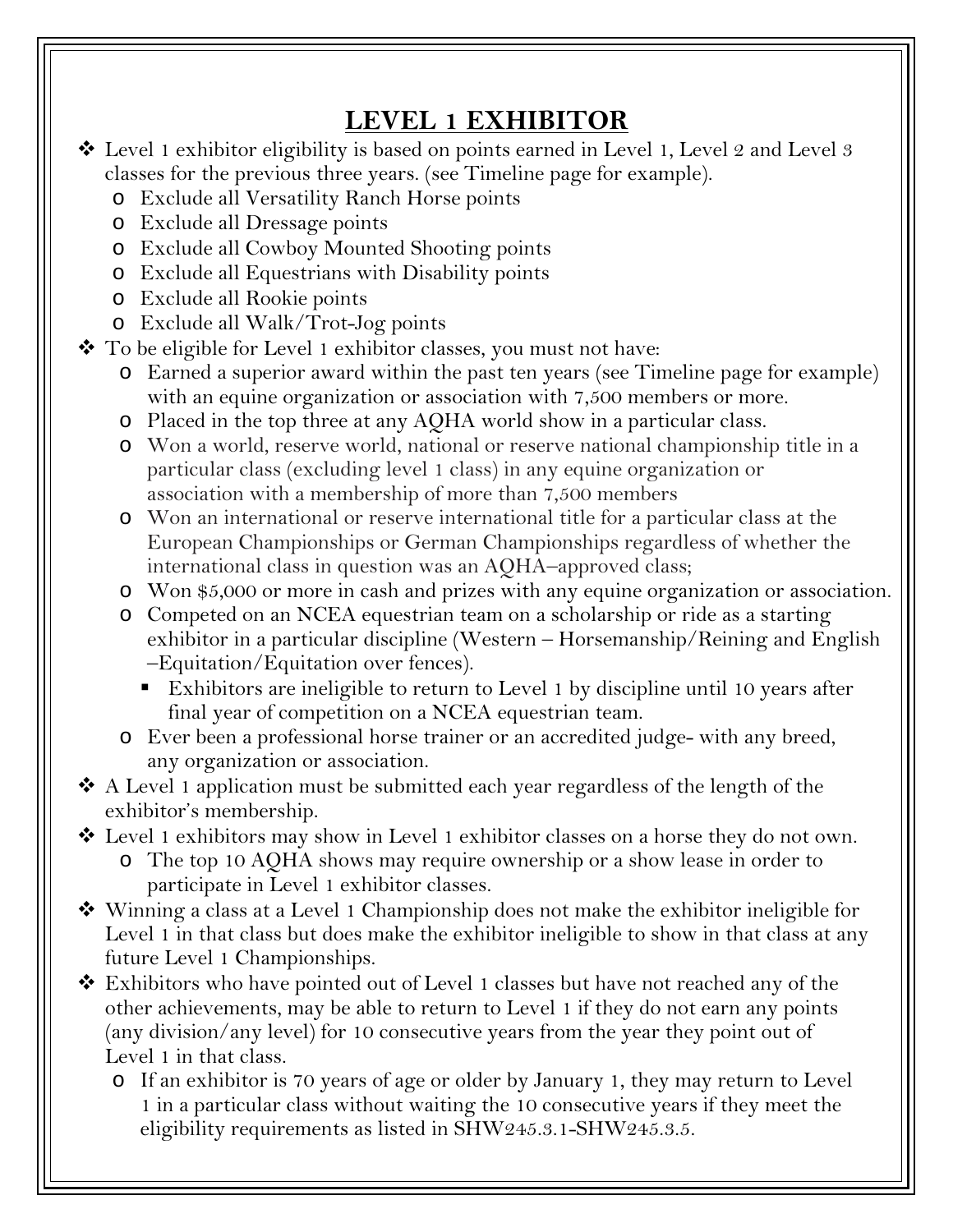# LEVEL 1 EXHIBITOR

- Level 1 exhibitor eligibility is based on points earned in Level 1, Level 2 and Level 3 classes for the previous three years. (see Timeline page for example).
  - Exclude all Versatility Ranch Horse points
  - Exclude all Dressage points
  - Exclude all Cowboy Mounted Shooting points
  - Exclude all Equestrians with Disability points
  - Exclude all Rookie points
  - Exclude all Walk/Trot-Jog points
- To be eligible for Level 1 exhibitor classes, you must not have:
  - Earned a superior award within the past ten years (see Timeline page for example) with an equine organization or association with 7,500 members or more.
  - Placed in the top three at any AQHA world show in a particular class.
  - Won a world, reserve world, national or reserve national championship title in a particular class (excluding level 1 class) in any equine organization or association with a membership of more than 7,500 members
  - Won an international or reserve international title for a particular class at the European Championships or German Championships regardless of whether the international class in question was an AQHA–approved class;
  - Won $5,000 or more in cash and prizes with any equine organization or association.
  - Competed on an NCEA equestrian team on a scholarship or ride as a starting exhibitor in a particular discipline (Western – Horsemanship/Reining and English –Equitation/Equitation over fences).
    - Exhibitors are ineligible to return to Level 1 by discipline until 10 years after final year of competition on a NCEA equestrian team.
  - Ever been a professional horse trainer or an accredited judge- with any breed, any organization or association.
- A Level 1 application must be submitted each year regardless of the length of the exhibitor's membership.
- Level 1 exhibitors may show in Level 1 exhibitor classes on a horse they do not own.
  - The top 10 AQHA shows may require ownership or a show lease in order to participate in Level 1 exhibitor classes.
- Winning a class at a Level 1 Championship does not make the exhibitor ineligible for Level 1 in that class but does make the exhibitor ineligible to show in that class at any future Level 1 Championships.
- Exhibitors who have pointed out of Level 1 classes but have not reached any of the other achievements, may be able to return to Level 1 if they do not earn any points (any division/any level) for 10 consecutive years from the year they point out of Level 1 in that class.
  - If an exhibitor is 70 years of age or older by January 1, they may return to Level 1 in a particular class without waiting the 10 consecutive years if they meet the eligibility requirements as listed in SHW245.3.1-SHW245.3.5.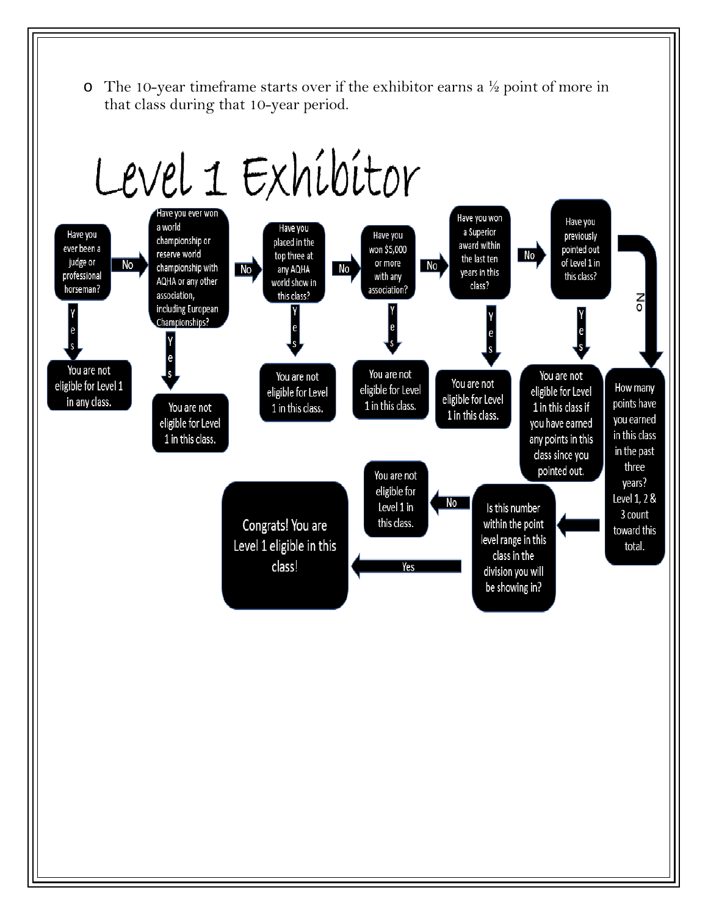- The 10-year timeframe starts over if the exhibitor earns a ½ point of more in that class during that 10-year period.

# Level 1 Exhibitor

Have you ever been a judge or professional horseman?
- Yes → You are not eligible for Level 1 in any class.
- No → Have you ever won a world championship or reserve world championship with AQHA or any other association, including European Championships?
  - Yes → You are not eligible for Level 1 in this class.
  - No → Have you placed in the top three at any AQHA world show in this class?
    - Yes → You are not eligible for Level 1 in this class.
    - No → Have you won $5,000 or more with any association?
      - Yes → You are not eligible for Level 1 in this class.
      - No → Have you won a Superior award within the last ten years in this class?
        - Yes → You are not eligible for Level 1 in this class.
        - No → Have you previously pointed out of Level 1 in this class?
          - Yes → You are not eligible for Level 1 in this class if you have earned any points in this class since you pointed out.
          - No → How many points have you earned in this class in the past three years? Level 1, 2 & 3 count toward this total.
            - → Is this number within the point level range in this class in the division you will be showing in?
              - No → You are not eligible for Level 1 in this class.
              - Yes → Congrats! You are Level 1 eligible in this class!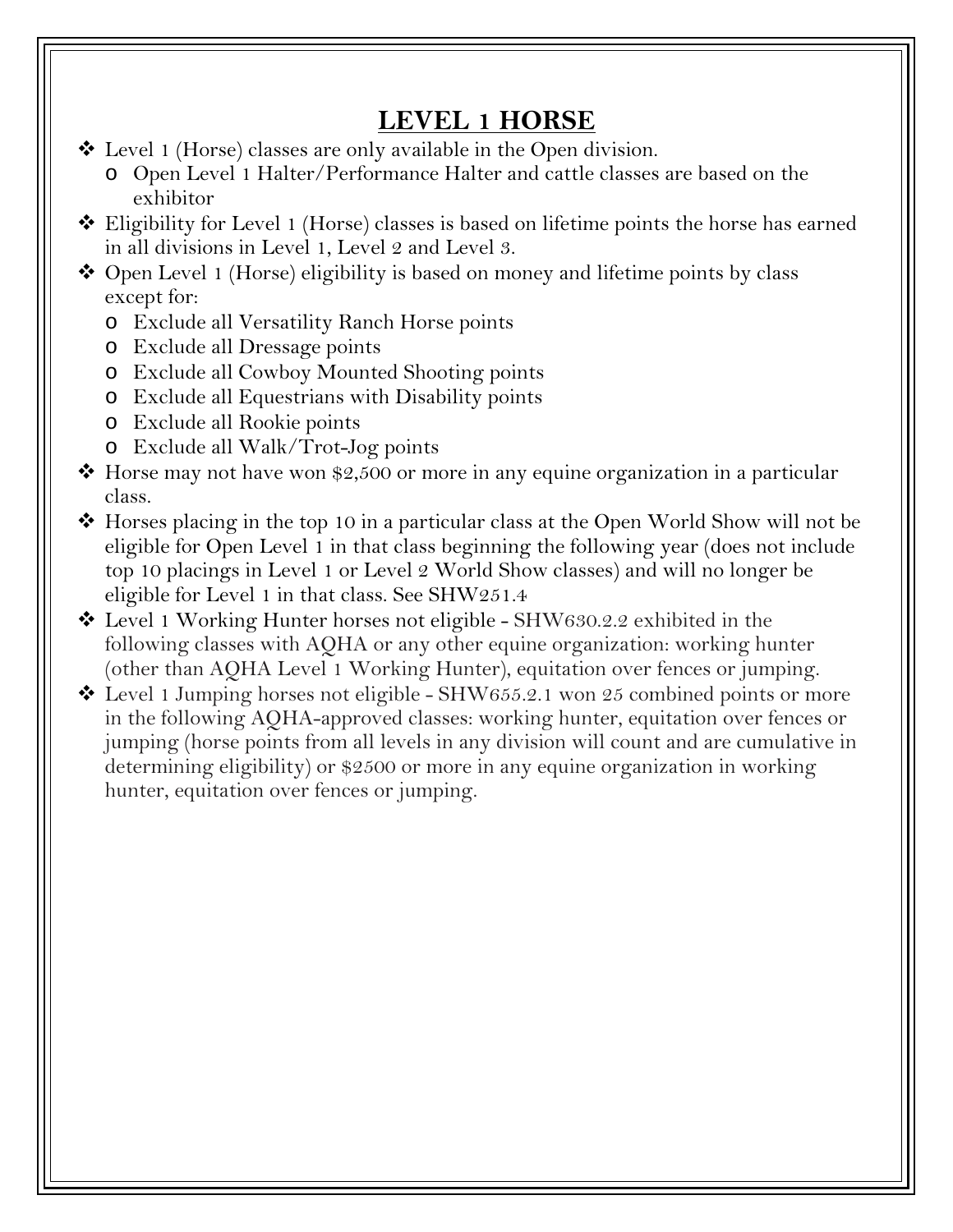# LEVEL 1 HORSE

- Level 1 (Horse) classes are only available in the Open division.
  - Open Level 1 Halter/Performance Halter and cattle classes are based on the exhibitor
- Eligibility for Level 1 (Horse) classes is based on lifetime points the horse has earned in all divisions in Level 1, Level 2 and Level 3.
- Open Level 1 (Horse) eligibility is based on money and lifetime points by class except for:
  - Exclude all Versatility Ranch Horse points
  - Exclude all Dressage points
  - Exclude all Cowboy Mounted Shooting points
  - Exclude all Equestrians with Disability points
  - Exclude all Rookie points
  - Exclude all Walk/Trot-Jog points
- Horse may not have won $2,500 or more in any equine organization in a particular class.
- Horses placing in the top 10 in a particular class at the Open World Show will not be eligible for Open Level 1 in that class beginning the following year (does not include top 10 placings in Level 1 or Level 2 World Show classes) and will no longer be eligible for Level 1 in that class. See SHW251.4
- Level 1 Working Hunter horses not eligible - SHW630.2.2 exhibited in the following classes with AQHA or any other equine organization: working hunter (other than AQHA Level 1 Working Hunter), equitation over fences or jumping.
- Level 1 Jumping horses not eligible - SHW655.2.1 won 25 combined points or more in the following AQHA-approved classes: working hunter, equitation over fences or jumping (horse points from all levels in any division will count and are cumulative in determining eligibility) or $2500 or more in any equine organization in working hunter, equitation over fences or jumping.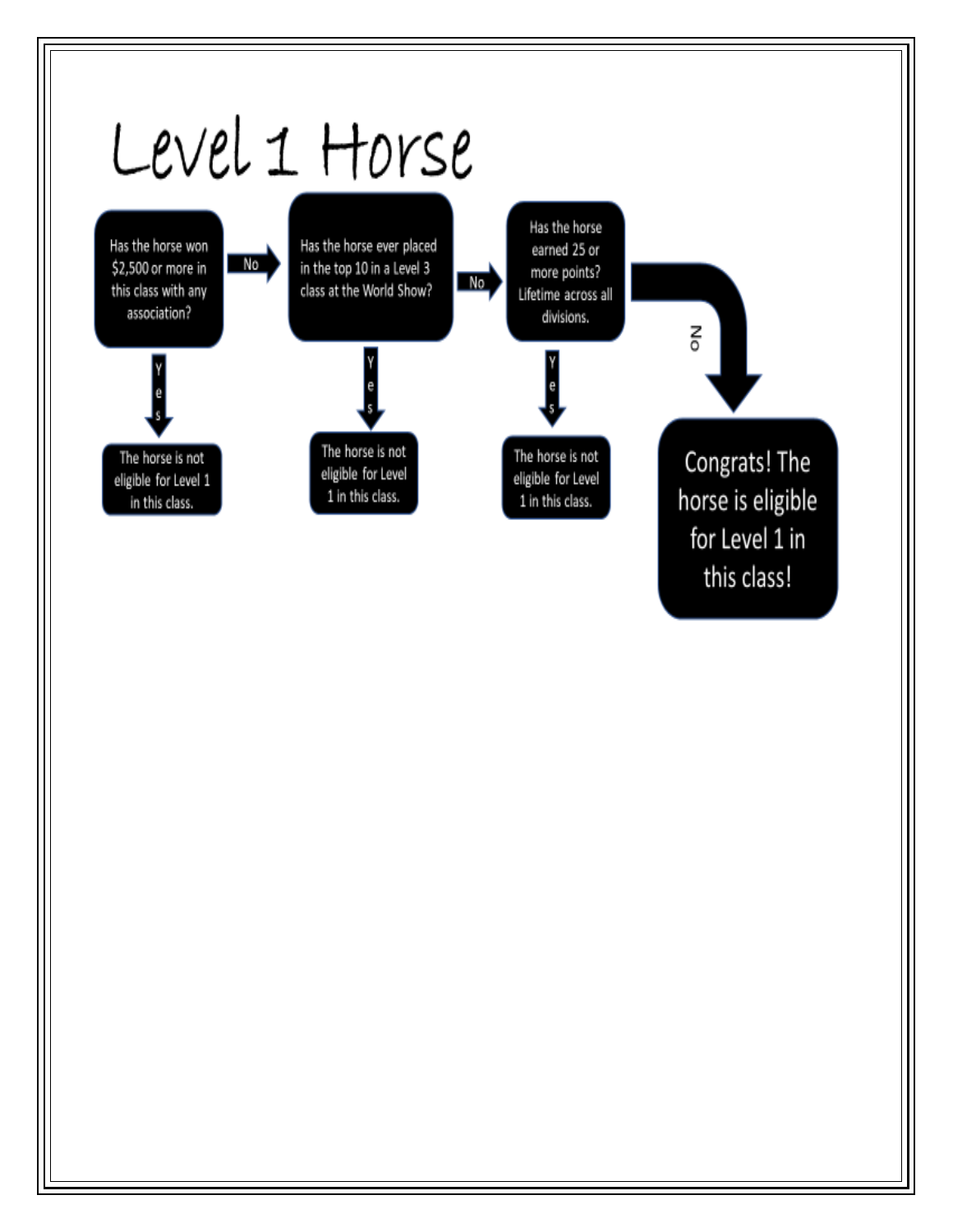# Level 1 Horse

**Has the horse won $2,500 or more in this class with any association?**

- Yes → The horse is not eligible for Level 1 in this class.
- No → **Has the horse ever placed in the top 10 in a Level 3 class at the World Show?**
  - Yes → The horse is not eligible for Level 1 in this class.
  - No → **Has the horse earned 25 or more points? Lifetime across all divisions.**
    - Yes → The horse is not eligible for Level 1 in this class.
    - No → Congrats! The horse is eligible for Level 1 in this class!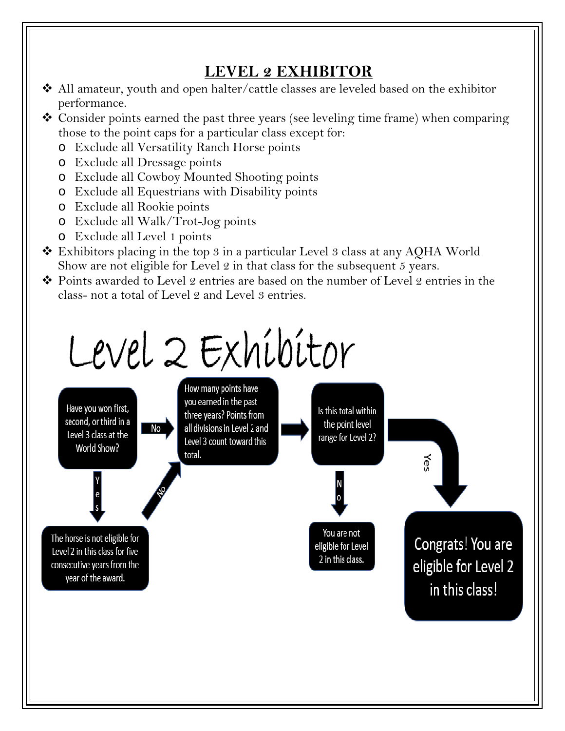## LEVEL 2 EXHIBITOR

- All amateur, youth and open halter/cattle classes are leveled based on the exhibitor performance.
- Consider points earned the past three years (see leveling time frame) when comparing those to the point caps for a particular class except for:
  - Exclude all Versatility Ranch Horse points
  - Exclude all Dressage points
  - Exclude all Cowboy Mounted Shooting points
  - Exclude all Equestrians with Disability points
  - Exclude all Rookie points
  - Exclude all Walk/Trot-Jog points
  - Exclude all Level 1 points
- Exhibitors placing in the top 3 in a particular Level 3 class at any AQHA World Show are not eligible for Level 2 in that class for the subsequent 5 years.
- Points awarded to Level 2 entries are based on the number of Level 2 entries in the class- not a total of Level 2 and Level 3 entries.

# Level 2 Exhibitor

Have you won first, second, or third in a Level 3 class at the World Show?

No → How many points have you earned in the past three years? Points from all divisions in Level 2 and Level 3 count toward this total.

Yes → The horse is not eligible for Level 2 in this class for five consecutive years from the year of the award.

No → How many points have you earned in the past three years? Points from all divisions in Level 2 and Level 3 count toward this total.

→ Is this total within the point level range for Level 2?

No → You are not eligible for Level 2 in this class.

Yes → Congrats! You are eligible for Level 2 in this class!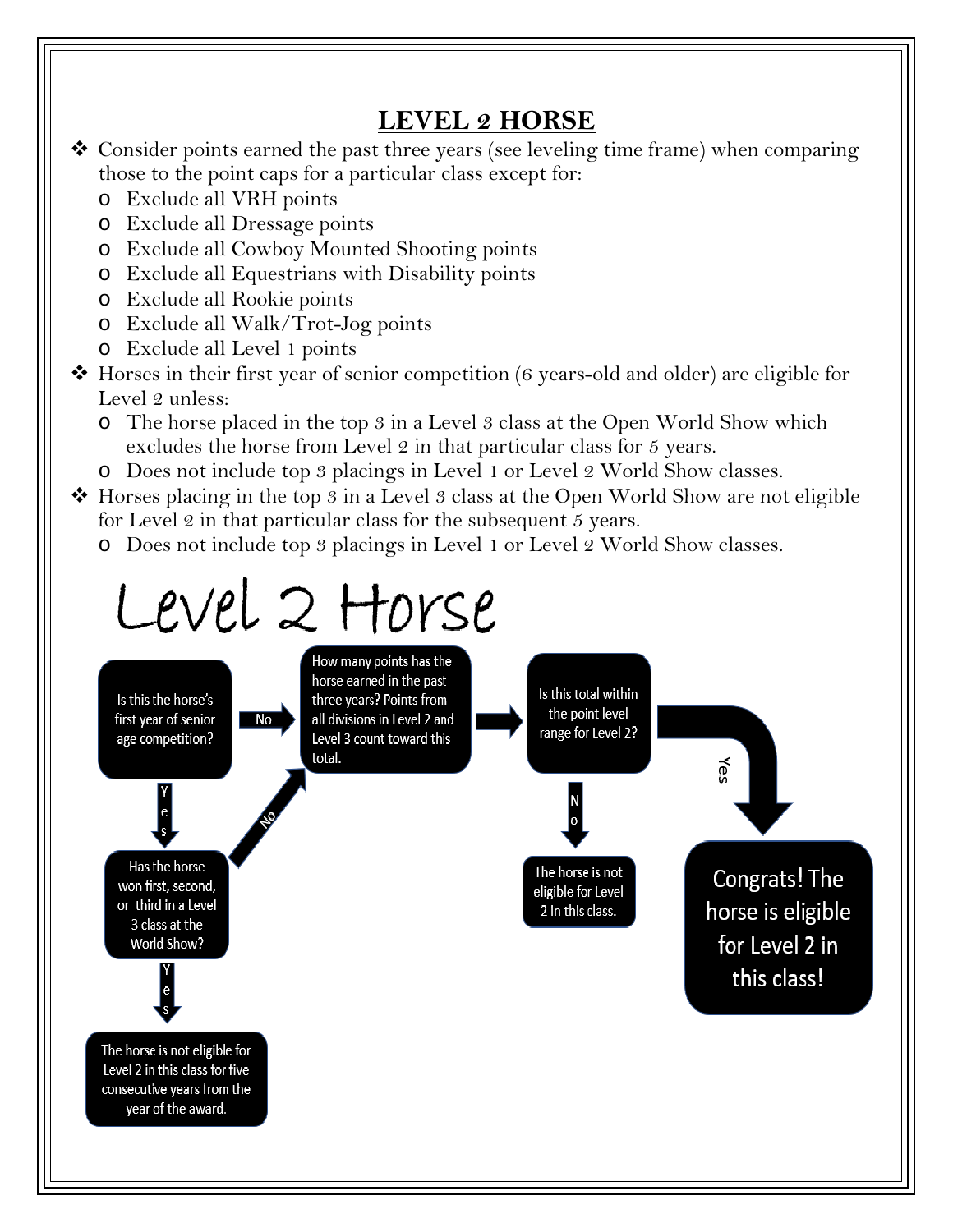# LEVEL 2 HORSE

- Consider points earned the past three years (see leveling time frame) when comparing those to the point caps for a particular class except for:
  - Exclude all VRH points
  - Exclude all Dressage points
  - Exclude all Cowboy Mounted Shooting points
  - Exclude all Equestrians with Disability points
  - Exclude all Rookie points
  - Exclude all Walk/Trot-Jog points
  - Exclude all Level 1 points
- Horses in their first year of senior competition (6 years-old and older) are eligible for Level 2 unless:
  - The horse placed in the top 3 in a Level 3 class at the Open World Show which excludes the horse from Level 2 in that particular class for 5 years.
  - Does not include top 3 placings in Level 1 or Level 2 World Show classes.
- Horses placing in the top 3 in a Level 3 class at the Open World Show are not eligible for Level 2 in that particular class for the subsequent 5 years.
  - Does not include top 3 placings in Level 1 or Level 2 World Show classes.

## Level 2 Horse

Is this the horse's first year of senior age competition?

- No → How many points has the horse earned in the past three years? Points from all divisions in Level 2 and Level 3 count toward this total.
- Yes → Has the horse won first, second, or third in a Level 3 class at the World Show?
  - No → How many points has the horse earned in the past three years? Points from all divisions in Level 2 and Level 3 count toward this total.
  - Yes → The horse is not eligible for Level 2 in this class for five consecutive years from the year of the award.

How many points has the horse earned in the past three years? Points from all divisions in Level 2 and Level 3 count toward this total. → Is this total within the point level range for Level 2?

- Yes → Congrats! The horse is eligible for Level 2 in this class!
- No → The horse is not eligible for Level 2 in this class.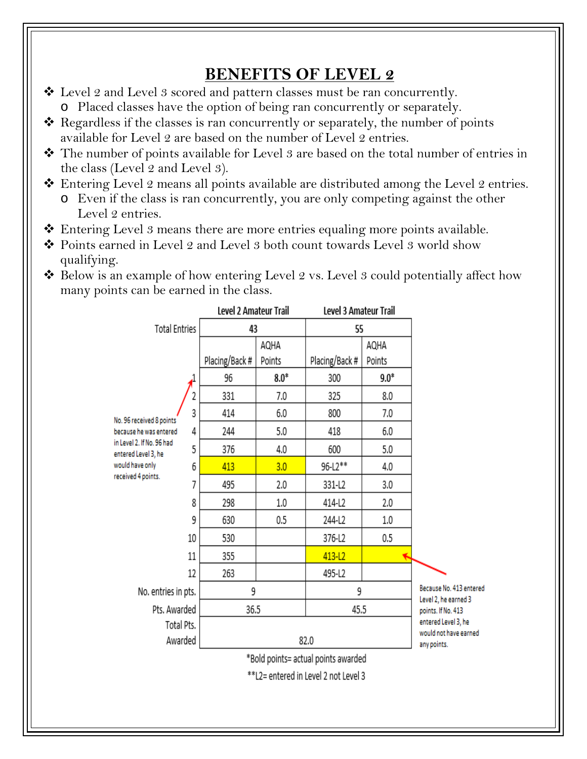# BENEFITS OF LEVEL 2

- Level 2 and Level 3 scored and pattern classes must be ran concurrently.
  - Placed classes have the option of being ran concurrently or separately.
- Regardless if the classes is ran concurrently or separately, the number of points available for Level 2 are based on the number of Level 2 entries.
- The number of points available for Level 3 are based on the total number of entries in the class (Level 2 and Level 3).
- Entering Level 2 means all points available are distributed among the Level 2 entries.
  - Even if the class is ran concurrently, you are only competing against the other Level 2 entries.
- Entering Level 3 means there are more entries equaling more points available.
- Points earned in Level 2 and Level 3 both count towards Level 3 world show qualifying.
- Below is an example of how entering Level 2 vs. Level 3 could potentially affect how many points can be earned in the class.

| | Level 2 Amateur Trail | | Level 3 Amateur Trail | |
|---|---|---|---|---|
| Total Entries | 43 | | 55 | |
| | Placing/Back # | AQHA Points | Placing/Back # | AQHA Points |
| 1 | 96 | **8.0*** | 300 | **9.0*** |
| 2 | 331 | 7.0 | 325 | 8.0 |
| 3 | 414 | 6.0 | 800 | 7.0 |
| 4 | 244 | 5.0 | 418 | 6.0 |
| 5 | 376 | 4.0 | 600 | 5.0 |
| 6 | 413 | 3.0 | 96-L2** | 4.0 |
| 7 | 495 | 2.0 | 331-L2 | 3.0 |
| 8 | 298 | 1.0 | 414-L2 | 2.0 |
| 9 | 630 | 0.5 | 244-L2 | 1.0 |
| 10 | 530 | | 376-L2 | 0.5 |
| 11 | 355 | | 413-L2 | |
| 12 | 263 | | 495-L2 | |
| No. entries in pts. | 9 | | 9 | |
| Pts. Awarded | 36.5 | | 45.5 | |
| Total Pts. Awarded | 82.0 | | | |

*Bold points= actual points awarded

**L2= entered in Level 2 not Level 3

No. 96 received 8 points because he was entered in Level 2. If No. 96 had entered Level 3, he would have only received 4 points.

Because No. 413 entered Level 2, he earned 3 points. If No. 413 entered Level 3, he would not have earned any points.